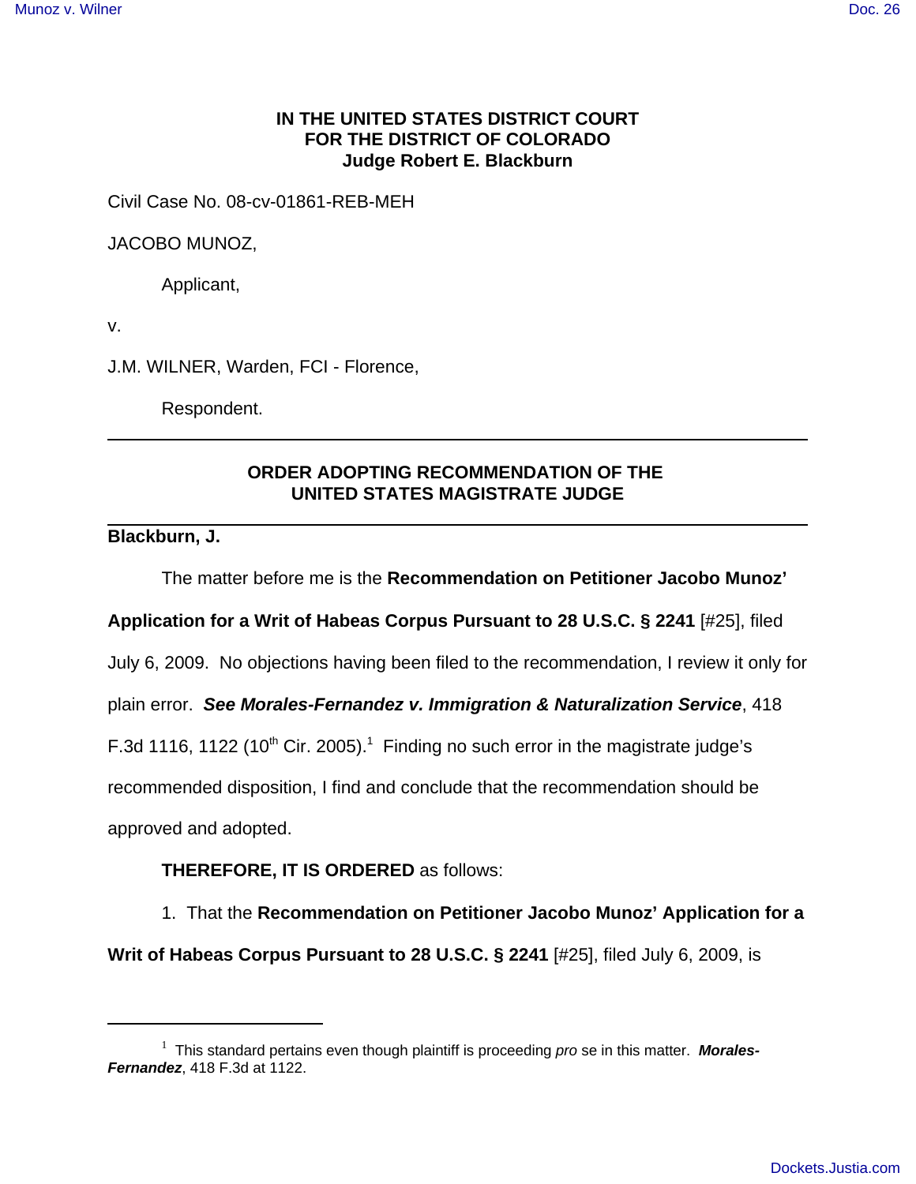**IN THE UNITED STATES DISTRICT COURT**
**FOR THE DISTRICT OF COLORADO**
**Judge Robert E. Blackburn**

Civil Case No. 08-cv-01861-REB-MEH

JACOBO MUNOZ,

Applicant,

v.

J.M. WILNER, Warden, FCI - Florence,

Respondent.

---

## ORDER ADOPTING RECOMMENDATION OF THE UNITED STATES MAGISTRATE JUDGE

---

**Blackburn, J.**

The matter before me is the **Recommendation on Petitioner Jacobo Munoz' Application for a Writ of Habeas Corpus Pursuant to 28 U.S.C. § 2241** [#25], filed July 6, 2009. No objections having been filed to the recommendation, I review it only for plain error. ***See Morales-Fernandez v. Immigration & Naturalization Service***, 418 F.3d 1116, 1122 (10th Cir. 2005).[1] Finding no such error in the magistrate judge's recommended disposition, I find and conclude that the recommendation should be approved and adopted.

**THEREFORE, IT IS ORDERED** as follows:

1. That the **Recommendation on Petitioner Jacobo Munoz' Application for a Writ of Habeas Corpus Pursuant to 28 U.S.C. § 2241** [#25], filed July 6, 2009, is

---

[1] This standard pertains even though plaintiff is proceeding *pro* se in this matter. ***Morales-Fernandez***, 418 F.3d at 1122.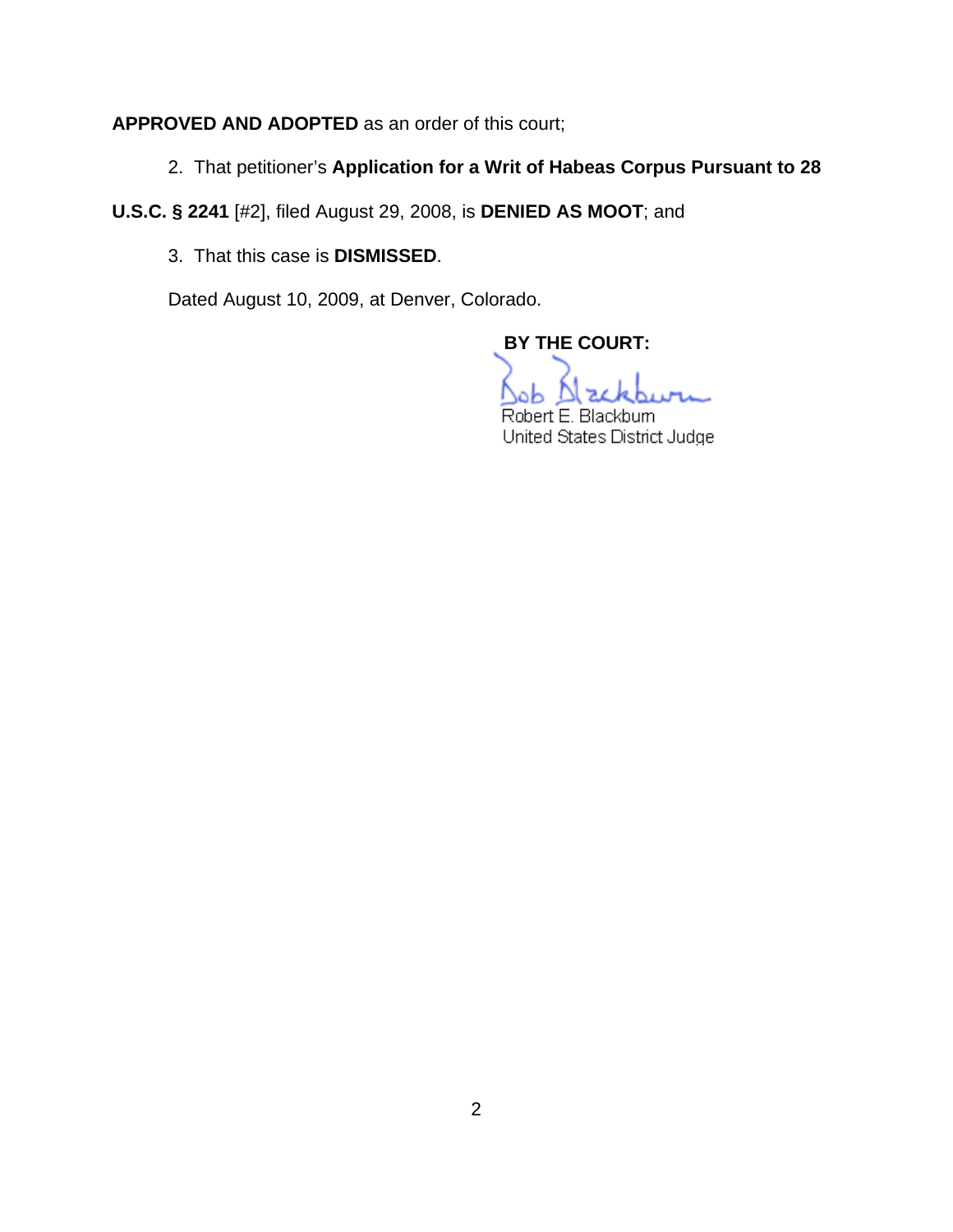**APPROVED AND ADOPTED** as an order of this court;

2. That petitioner's **Application for a Writ of Habeas Corpus Pursuant to 28 U.S.C. § 2241** [#2], filed August 29, 2008, is **DENIED AS MOOT**; and

3. That this case is **DISMISSED**.

Dated August 10, 2009, at Denver, Colorado.

**BY THE COURT:**

Robert E. Blackburn
United States District Judge